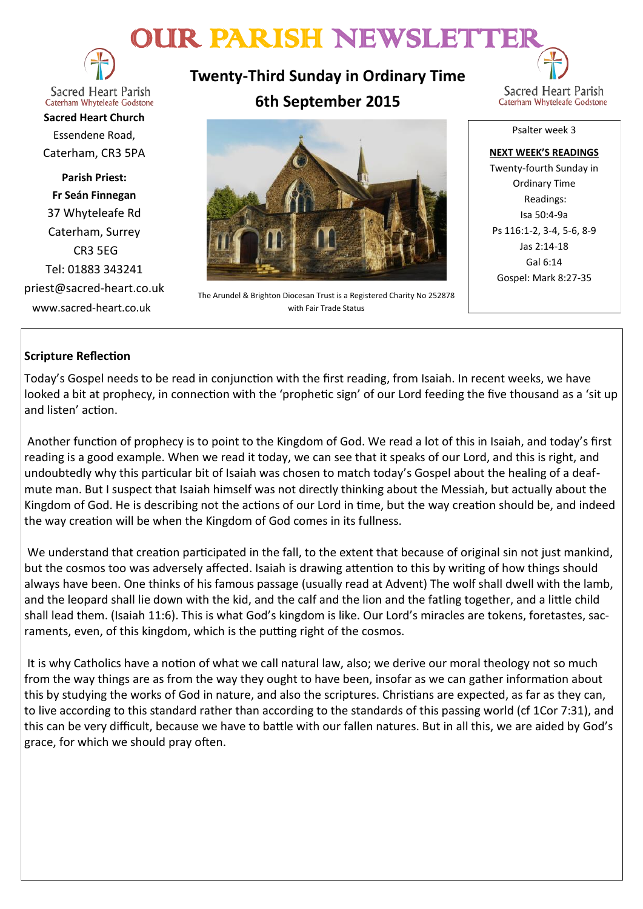# OUR PARISH NEWSLETTER

Sacred Heart Parish
Caterham Whyteleafe Godstone

**Sacred Heart Church**
Essendene Road,
Caterham, CR3 5PA

**Parish Priest:**
**Fr Seán Finnegan**
37 Whyteleafe Rd
Caterham, Surrey
CR3 5EG
Tel: 01883 343241
priest@sacred-heart.co.uk
www.sacred-heart.co.uk

## Twenty-Third Sunday in Ordinary Time
## 6th September 2015

The Arundel & Brighton Diocesan Trust is a Registered Charity No 252878 with Fair Trade Status

Psalter week 3

**NEXT WEEK'S READINGS**
Twenty-fourth Sunday in Ordinary Time
Readings:
Isa 50:4-9a
Ps 116:1-2, 3-4, 5-6, 8-9
Jas 2:14-18
Gal 6:14
Gospel: Mark 8:27-35

### Scripture Reflection

Today's Gospel needs to be read in conjunction with the first reading, from Isaiah. In recent weeks, we have looked a bit at prophecy, in connection with the 'prophetic sign' of our Lord feeding the five thousand as a 'sit up and listen' action.

Another function of prophecy is to point to the Kingdom of God. We read a lot of this in Isaiah, and today's first reading is a good example. When we read it today, we can see that it speaks of our Lord, and this is right, and undoubtedly why this particular bit of Isaiah was chosen to match today's Gospel about the healing of a deaf-mute man. But I suspect that Isaiah himself was not directly thinking about the Messiah, but actually about the Kingdom of God. He is describing not the actions of our Lord in time, but the way creation should be, and indeed the way creation will be when the Kingdom of God comes in its fullness.

We understand that creation participated in the fall, to the extent that because of original sin not just mankind, but the cosmos too was adversely affected. Isaiah is drawing attention to this by writing of how things should always have been. One thinks of his famous passage (usually read at Advent) The wolf shall dwell with the lamb, and the leopard shall lie down with the kid, and the calf and the lion and the fatling together, and a little child shall lead them. (Isaiah 11:6). This is what God's kingdom is like. Our Lord's miracles are tokens, foretastes, sacraments, even, of this kingdom, which is the putting right of the cosmos.

It is why Catholics have a notion of what we call natural law, also; we derive our moral theology not so much from the way things are as from the way they ought to have been, insofar as we can gather information about this by studying the works of God in nature, and also the scriptures. Christians are expected, as far as they can, to live according to this standard rather than according to the standards of this passing world (cf 1Cor 7:31), and this can be very difficult, because we have to battle with our fallen natures. But in all this, we are aided by God's grace, for which we should pray often.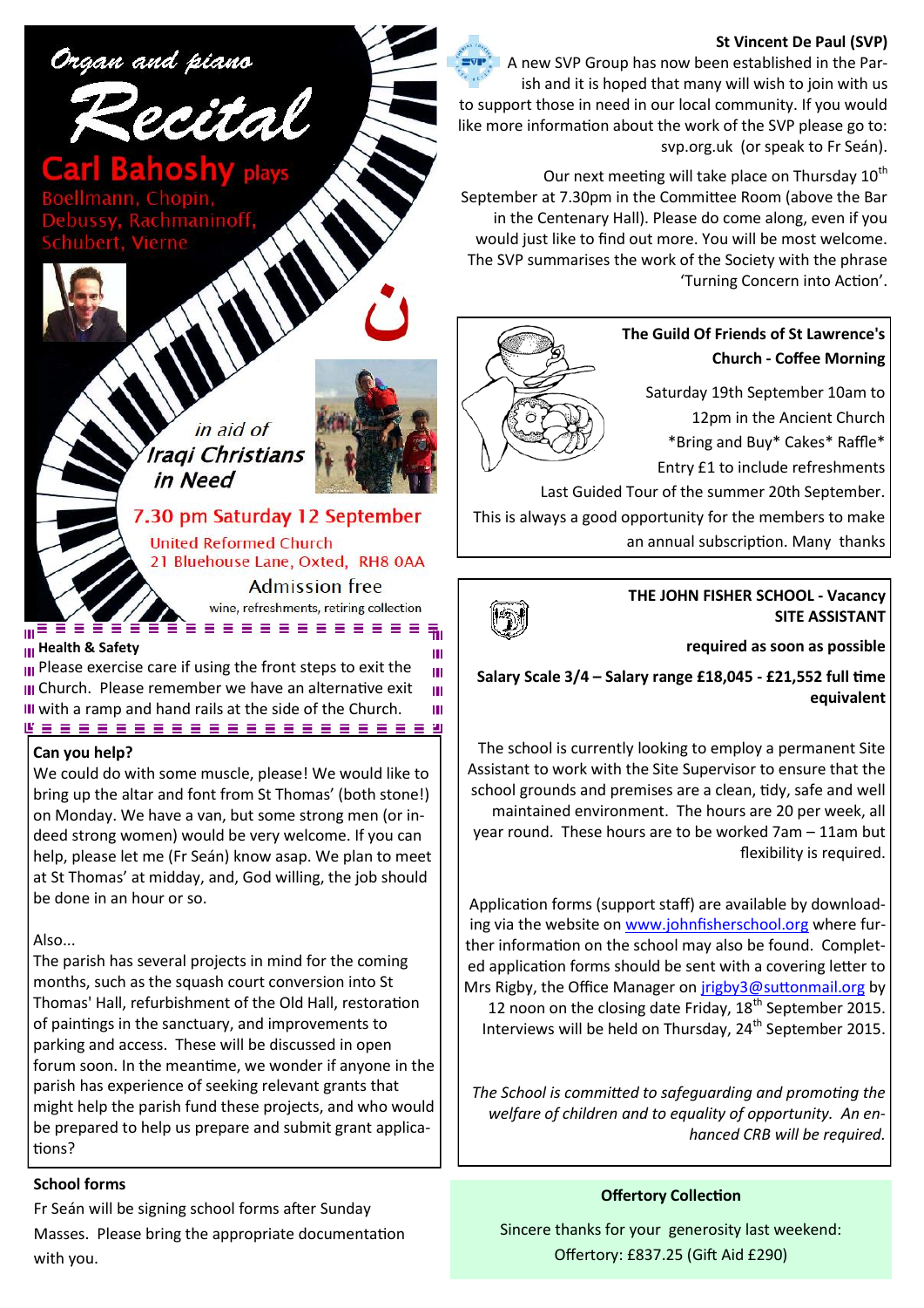## Organ and piano Recital

**Carl Bahoshy** plays

Boellmann, Chopin, Debussy, Rachmaninoff, Schubert, Vierne

ن

*in aid of*
*Iraqi Christians in Need*

**7.30 pm Saturday 12 September**

United Reformed Church
21 Bluehouse Lane, Oxted, RH8 0AA

Admission free

wine, refreshments, retiring collection

**Health & Safety**

Please exercise care if using the front steps to exit the Church. Please remember we have an alternative exit with a ramp and hand rails at the side of the Church.

**Can you help?**

We could do with some muscle, please! We would like to bring up the altar and font from St Thomas' (both stone!) on Monday. We have a van, but some strong men (or indeed strong women) would be very welcome. If you can help, please let me (Fr Seán) know asap. We plan to meet at St Thomas' at midday, and, God willing, the job should be done in an hour or so.

Also...

The parish has several projects in mind for the coming months, such as the squash court conversion into St Thomas' Hall, refurbishment of the Old Hall, restoration of paintings in the sanctuary, and improvements to parking and access. These will be discussed in open forum soon. In the meantime, we wonder if anyone in the parish has experience of seeking relevant grants that might help the parish fund these projects, and who would be prepared to help us prepare and submit grant applications?

**School forms**

Fr Seán will be signing school forms after Sunday Masses. Please bring the appropriate documentation with you.

**St Vincent De Paul (SVP)**

A new SVP Group has now been established in the Parish and it is hoped that many will wish to join with us to support those in need in our local community. If you would like more information about the work of the SVP please go to: svp.org.uk (or speak to Fr Seán).

Our next meeting will take place on Thursday 10th September at 7.30pm in the Committee Room (above the Bar in the Centenary Hall). Please do come along, even if you would just like to find out more. You will be most welcome. The SVP summarises the work of the Society with the phrase 'Turning Concern into Action'.

**The Guild Of Friends of St Lawrence's Church - Coffee Morning**

Saturday 19th September 10am to 12pm in the Ancient Church
*Bring and Buy* Cakes* Raffle*
Entry £1 to include refreshments

Last Guided Tour of the summer 20th September.

This is always a good opportunity for the members to make an annual subscription. Many thanks

**THE JOHN FISHER SCHOOL - Vacancy SITE ASSISTANT**

**required as soon as possible**

**Salary Scale 3/4 – Salary range £18,045 - £21,552 full time equivalent**

The school is currently looking to employ a permanent Site Assistant to work with the Site Supervisor to ensure that the school grounds and premises are a clean, tidy, safe and well maintained environment. The hours are 20 per week, all year round. These hours are to be worked 7am – 11am but flexibility is required.

Application forms (support staff) are available by downloading via the website on www.johnfisherschool.org where further information on the school may also be found. Completed application forms should be sent with a covering letter to Mrs Rigby, the Office Manager on jrigby3@suttonmail.org by 12 noon on the closing date Friday, 18th September 2015. Interviews will be held on Thursday, 24th September 2015.

*The School is committed to safeguarding and promoting the welfare of children and to equality of opportunity. An enhanced CRB will be required.*

**Offertory Collection**

Sincere thanks for your generosity last weekend:
Offertory: £837.25 (Gift Aid £290)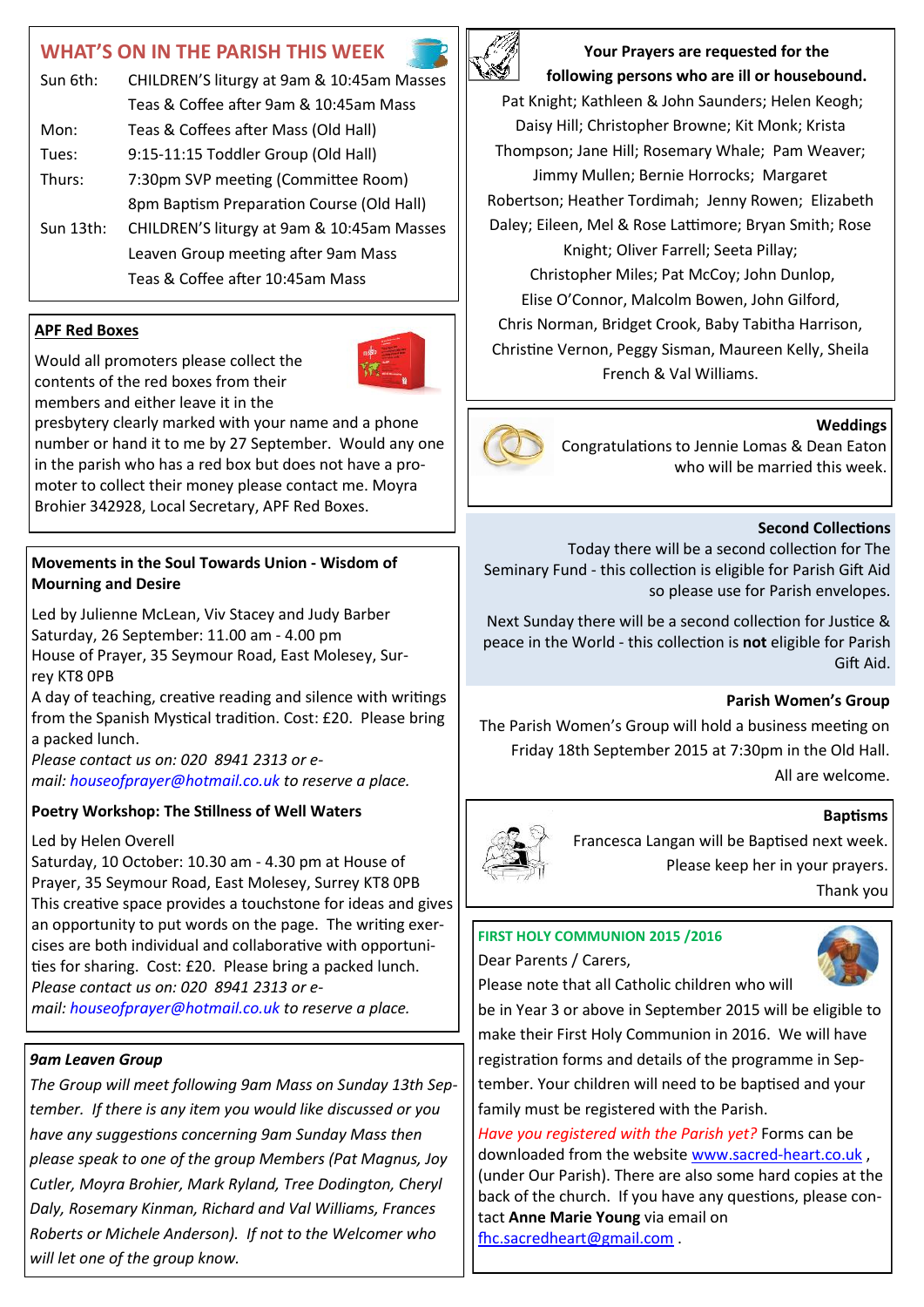## WHAT'S ON IN THE PARISH THIS WEEK

| | |
|---|---|
| Sun 6th: | CHILDREN'S liturgy at 9am & 10:45am Masses |
| | Teas & Coffee after 9am & 10:45am Mass |
| Mon: | Teas & Coffees after Mass (Old Hall) |
| Tues: | 9:15-11:15 Toddler Group (Old Hall) |
| Thurs: | 7:30pm SVP meeting (Committee Room) |
| | 8pm Baptism Preparation Course (Old Hall) |
| Sun 13th: | CHILDREN'S liturgy at 9am & 10:45am Masses |
| | Leaven Group meeting after 9am Mass |
| | Teas & Coffee after 10:45am Mass |

### APF Red Boxes

Would all promoters please collect the contents of the red boxes from their members and either leave it in the presbytery clearly marked with your name and a phone number or hand it to me by 27 September. Would any one in the parish who has a red box but does not have a promoter to collect their money please contact me. Moyra Brohier 342928, Local Secretary, APF Red Boxes.

### Movements in the Soul Towards Union - Wisdom of Mourning and Desire

Led by Julienne McLean, Viv Stacey and Judy Barber
Saturday, 26 September: 11.00 am - 4.00 pm
House of Prayer, 35 Seymour Road, East Molesey, Surrey KT8 0PB
A day of teaching, creative reading and silence with writings from the Spanish Mystical tradition. Cost: £20. Please bring a packed lunch.
*Please contact us on: 020 8941 2313 or e-mail: houseofprayer@hotmail.co.uk to reserve a place.*

### Poetry Workshop: The Stillness of Well Waters

Led by Helen Overell
Saturday, 10 October: 10.30 am - 4.30 pm at House of Prayer, 35 Seymour Road, East Molesey, Surrey KT8 0PB
This creative space provides a touchstone for ideas and gives an opportunity to put words on the page. The writing exercises are both individual and collaborative with opportunities for sharing. Cost: £20. Please bring a packed lunch.
*Please contact us on: 020 8941 2313 or e-mail: houseofprayer@hotmail.co.uk to reserve a place.*

### *9am Leaven Group*

*The Group will meet following 9am Mass on Sunday 13th September. If there is any item you would like discussed or you have any suggestions concerning 9am Sunday Mass then please speak to one of the group Members (Pat Magnus, Joy Cutler, Moyra Brohier, Mark Ryland, Tree Dodington, Cheryl Daly, Rosemary Kinman, Richard and Val Williams, Frances Roberts or Michele Anderson). If not to the Welcomer who will let one of the group know.*

**Your Prayers are requested for the following persons who are ill or housebound.**

Pat Knight; Kathleen & John Saunders; Helen Keogh; Daisy Hill; Christopher Browne; Kit Monk; Krista Thompson; Jane Hill; Rosemary Whale; Pam Weaver; Jimmy Mullen; Bernie Horrocks; Margaret Robertson; Heather Tordimah; Jenny Rowen; Elizabeth Daley; Eileen, Mel & Rose Lattimore; Bryan Smith; Rose Knight; Oliver Farrell; Seeta Pillay; Christopher Miles; Pat McCoy; John Dunlop, Elise O'Connor, Malcolm Bowen, John Gilford, Chris Norman, Bridget Crook, Baby Tabitha Harrison, Christine Vernon, Peggy Sisman, Maureen Kelly, Sheila French & Val Williams.

### Weddings

Congratulations to Jennie Lomas & Dean Eaton who will be married this week.

### Second Collections

Today there will be a second collection for The Seminary Fund - this collection is eligible for Parish Gift Aid so please use for Parish envelopes.

Next Sunday there will be a second collection for Justice & peace in the World - this collection is **not** eligible for Parish Gift Aid.

### Parish Women's Group

The Parish Women's Group will hold a business meeting on Friday 18th September 2015 at 7:30pm in the Old Hall. All are welcome.

### Baptisms

Francesca Langan will be Baptised next week. Please keep her in your prayers. Thank you

### FIRST HOLY COMMUNION 2015 /2016

Dear Parents / Carers,
Please note that all Catholic children who will be in Year 3 or above in September 2015 will be eligible to make their First Holy Communion in 2016. We will have registration forms and details of the programme in September. Your children will need to be baptised and your family must be registered with the Parish.
*Have you registered with the Parish yet?* Forms can be downloaded from the website www.sacred-heart.co.uk , (under Our Parish). There are also some hard copies at the back of the church. If you have any questions, please contact **Anne Marie Young** via email on fhc.sacredheart@gmail.com .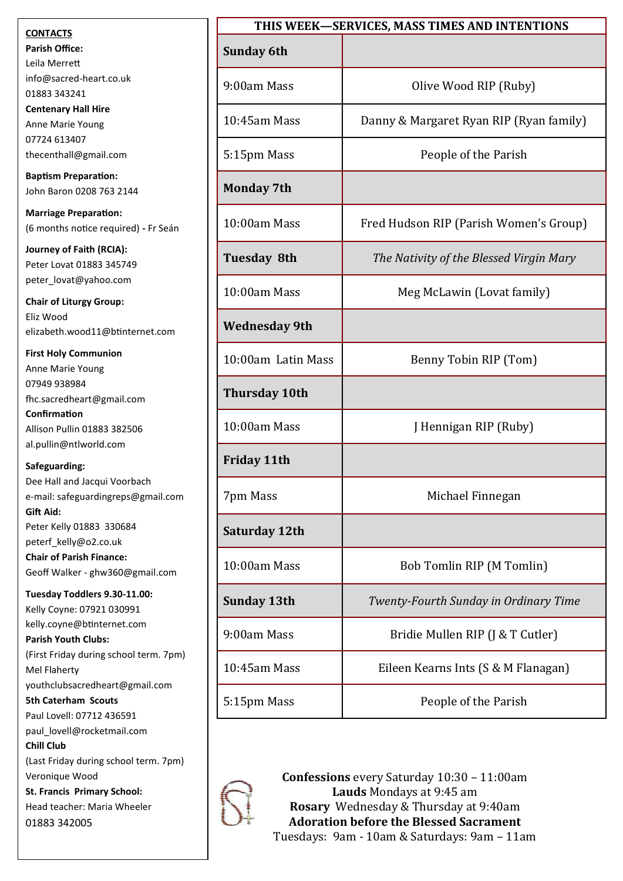**CONTACTS**

**Parish Office:**
Leila Merrett
info@sacred-heart.co.uk
01883 343241

**Centenary Hall Hire**
Anne Marie Young
07724 613407
thecenthall@gmail.com

**Baptism Preparation:**
John Baron 0208 763 2144

**Marriage Preparation:**
(6 months notice required) **-** Fr Seán

**Journey of Faith (RCIA):**
Peter Lovat 01883 345749
peter_lovat@yahoo.com

**Chair of Liturgy Group:**
Eliz Wood
elizabeth.wood11@btinternet.com

**First Holy Communion**
Anne Marie Young
07949 938984
fhc.sacredheart@gmail.com

**Confirmation**
Allison Pullin 01883 382506
al.pullin@ntlworld.com

**Safeguarding:**
Dee Hall and Jacqui Voorbach
e-mail: safeguardingreps@gmail.com

**Gift Aid:**
Peter Kelly 01883 330684
peterf_kelly@o2.co.uk

**Chair of Parish Finance:**
Geoff Walker - ghw360@gmail.com

**Tuesday Toddlers 9.30-11.00:**
Kelly Coyne: 07921 030991
kelly.coyne@btinternet.com

**Parish Youth Clubs:**
(First Friday during school term. 7pm)
Mel Flaherty
youthclubsacredheart@gmail.com

**5th Caterham Scouts**
Paul Lovell: 07712 436591
paul_lovell@rocketmail.com

**Chill Club**
(Last Friday during school term. 7pm)
Veronique Wood

**St. Francis Primary School:**
Head teacher: Maria Wheeler
01883 342005

## THIS WEEK—SERVICES, MASS TIMES AND INTENTIONS

| | |
|---|---|
| **Sunday 6th** | |
| 9:00am Mass | Olive Wood RIP (Ruby) |
| 10:45am Mass | Danny & Margaret Ryan RIP (Ryan family) |
| 5:15pm Mass | People of the Parish |
| **Monday 7th** | |
| 10:00am Mass | Fred Hudson RIP (Parish Women's Group) |
| **Tuesday 8th** | *The Nativity of the Blessed Virgin Mary* |
| 10:00am Mass | Meg McLawin (Lovat family) |
| **Wednesday 9th** | |
| 10:00am Latin Mass | Benny Tobin RIP (Tom) |
| **Thursday 10th** | |
| 10:00am Mass | J Hennigan RIP (Ruby) |
| **Friday 11th** | |
| 7pm Mass | Michael Finnegan |
| **Saturday 12th** | |
| 10:00am Mass | Bob Tomlin RIP (M Tomlin) |
| **Sunday 13th** | *Twenty-Fourth Sunday in Ordinary Time* |
| 9:00am Mass | Bridie Mullen RIP (J & T Cutler) |
| 10:45am Mass | Eileen Kearns Ints (S & M Flanagan) |
| 5:15pm Mass | People of the Parish |

**Confessions** every Saturday 10:30 – 11:00am
**Lauds** Mondays at 9:45 am
**Rosary** Wednesday & Thursday at 9:40am
**Adoration before the Blessed Sacrament**
Tuesdays: 9am - 10am & Saturdays: 9am – 11am